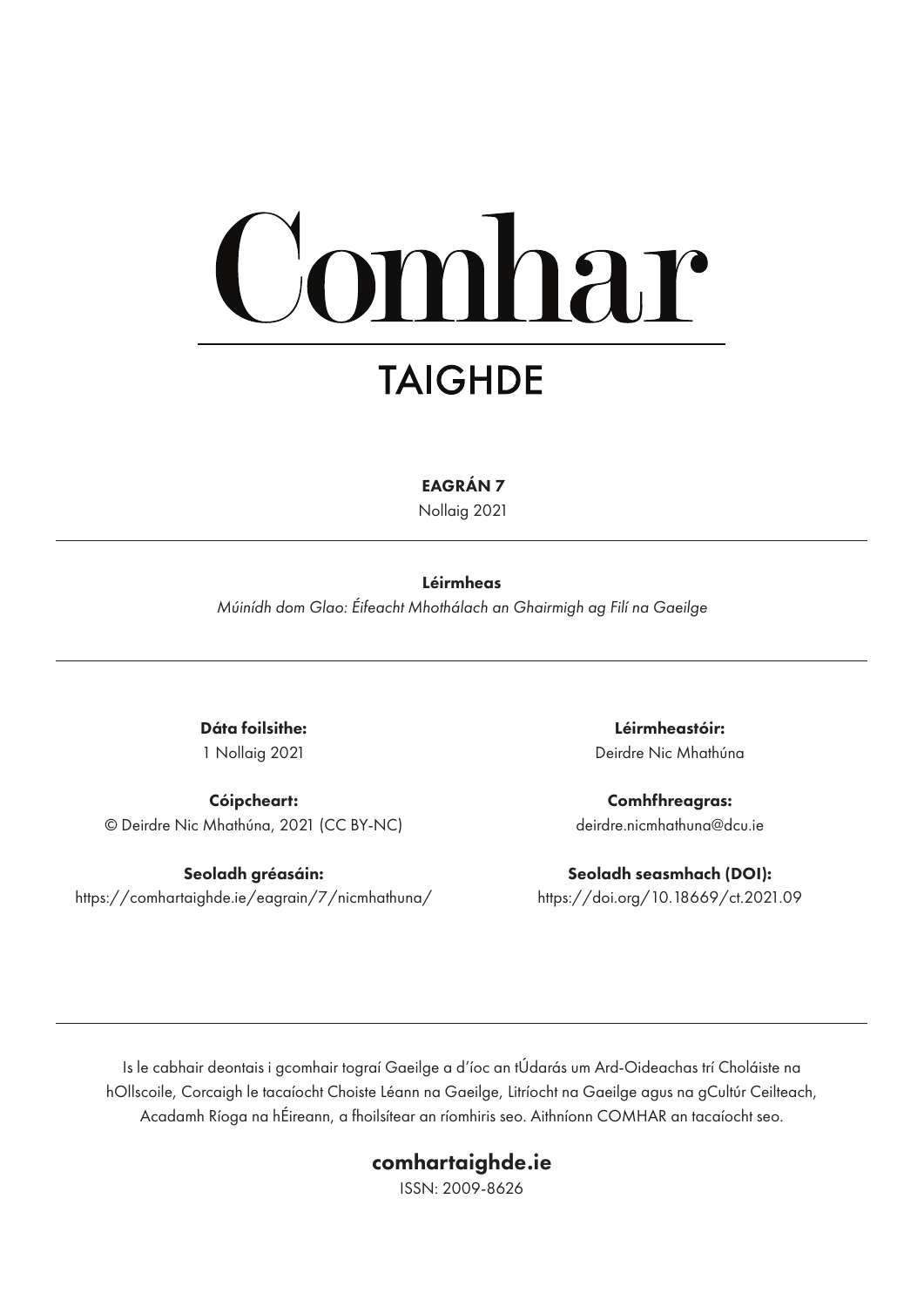# Comhar

## TAIGHDE

**EAGRÁN 7**

Nollaig 2021

**Léirmheas**

*Múinídh dom Glao: Éifeacht Mhothálach an Ghairmigh ag Filí na Gaeilge*

**Dáta foilsithe:**
1 Nollaig 2021

**Cóipcheart:**
© Deirdre Nic Mhathúna, 2021 (CC BY-NC)

**Seoladh gréasáin:**
https://comhartaighde.ie/eagrain/7/nicmhathuna/

**Léirmheastóir:**
Deirdre Nic Mhathúna

**Comhfhreagras:**
deirdre.nicmhathuna@dcu.ie

**Seoladh seasmhach (DOI):**
https://doi.org/10.18669/ct.2021.09

Is le cabhair deontais i gcomhair tograí Gaeilge a d'íoc an tÚdarás um Ard-Oideachas trí Choláiste na hOllscoile, Corcaigh le tacaíocht Choiste Léann na Gaeilge, Litríocht na Gaeilge agus na gCultúr Ceilteach, Acadamh Ríoga na hÉireann, a fhoilsítear an ríomhiris seo. Aithníonn COMHAR an tacaíocht seo.

**comhartaighde.ie**

ISSN: 2009-8626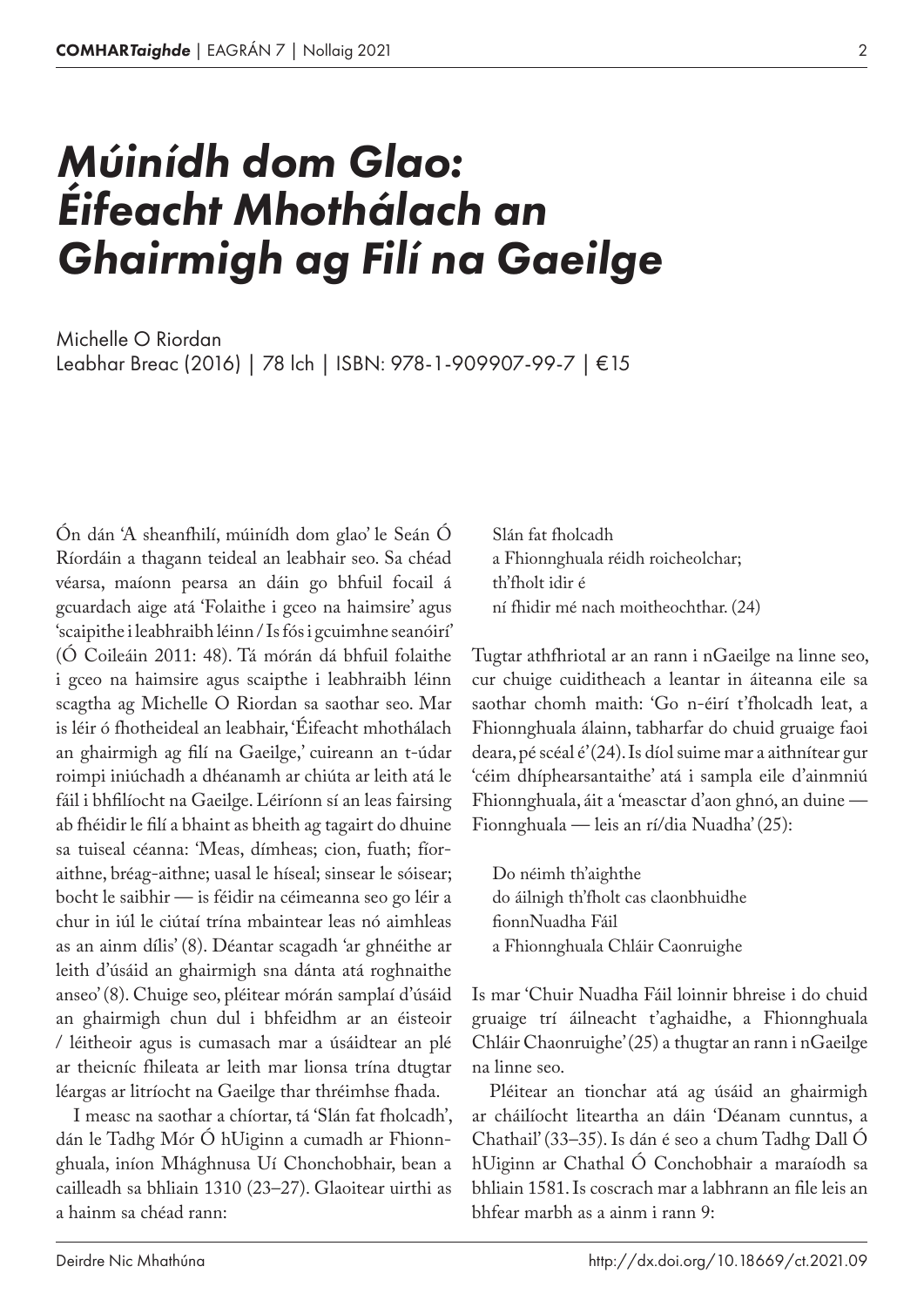# *Múinídh dom Glao: Éifeacht Mhothálach an Ghairmigh ag Filí na Gaeilge*

Michelle O Riordan
Leabhar Breac (2016) | 78 lch | ISBN: 978-1-909907-99-7 | €15

Ón dán 'A sheanfhilí, múinídh dom glao' le Seán Ó Ríordáin a thagann teideal an leabhair seo. Sa chéad véarsa, maíonn pearsa an dáin go bhfuil focail á gcuardach aige atá 'Folaithe i gceo na haimsire' agus 'scaipithe i leabhraibh léinn / Is fós i gcuimhne seanóirí' (Ó Coileáin 2011: 48). Tá mórán dá bhfuil folaithe i gceo na haimsire agus scaipthe i leabhraibh léinn scagtha ag Michelle O Riordan sa saothar seo. Mar is léir ó fhotheideal an leabhair, 'Éifeacht mhothálach an ghairmigh ag filí na Gaeilge,' cuireann an t-údar roimpi iniúchadh a dhéanamh ar chiúta ar leith atá le fáil i bhfilíocht na Gaeilge. Léiríonn sí an leas fairsing ab fhéidir le filí a bhaint as bheith ag tagairt do dhuine sa tuiseal céanna: 'Meas, dímheas; cion, fuath; fíor-aithne, bréag-aithne; uasal le híseal; sinsear le sóisear; bocht le saibhir — is féidir na céimeanna seo go léir a chur in iúl le ciútaí trína mbaintear leas nó aimhleas as an ainm dílis' (8). Déantar scagadh 'ar ghnéithe ar leith d'úsáid an ghairmigh sna dánta atá roghnaithe anseo' (8). Chuige seo, pléitear mórán samplaí d'úsáid an ghairmigh chun dul i bhfeidhm ar an éisteoir / léitheoir agus is cumasach mar a úsáidtear an plé ar theicníc fhileata ar leith mar lionsa trína dtugtar léargas ar litríocht na Gaeilge thar thréimhse fhada.

I measc na saothar a chíortar, tá 'Slán fat fholcadh', dán le Tadhg Mór Ó hUiginn a cumadh ar Fhionnghuala, iníon Mhághnusa Uí Chonchobhair, bean a cailleadh sa bhliain 1310 (23–27). Glaoitear uirthi as a hainm sa chéad rann:

> Slán fat fholcadh
> a Fhionnghuala réidh roicheolchar;
> th'fholt idir é
> ní fhidir mé nach moitheochthar. (24)

Tugtar athfhriotal ar an rann i nGaeilge na linne seo, cur chuige cuiditheach a leantar in áiteanna eile sa saothar chomh maith: 'Go n-éirí t'fholcadh leat, a Fhionnghuala álainn, tabharfar do chuid gruaige faoi deara, pé scéal é' (24). Is díol suime mar a aithnítear gur 'céim dhíphearsantaithe' atá i sampla eile d'ainmniú Fhionnghuala, áit a 'measctar d'aon ghnó, an duine — Fionnghuala — leis an rí/dia Nuadha' (25):

> Do néimh th'aighthe
> do áilnigh th'fholt cas claonbhuidhe
> fionnNuadha Fáil
> a Fhionnghuala Chláir Caonruighe

Is mar 'Chuir Nuadha Fáil loinnir bhreise i do chuid gruaige trí áilneacht t'aghaidhe, a Fhionnghuala Chláir Chaonruighe' (25) a thugtar an rann i nGaeilge na linne seo.

Pléitear an tionchar atá ag úsáid an ghairmigh ar cháilíocht liteartha an dáin 'Déanam cunntus, a Chathail' (33–35). Is dán é seo a chum Tadhg Dall Ó hUiginn ar Chathal Ó Conchobhair a maraíodh sa bhliain 1581. Is coscrach mar a labhrann an file leis an bhfear marbh as a ainm i rann 9: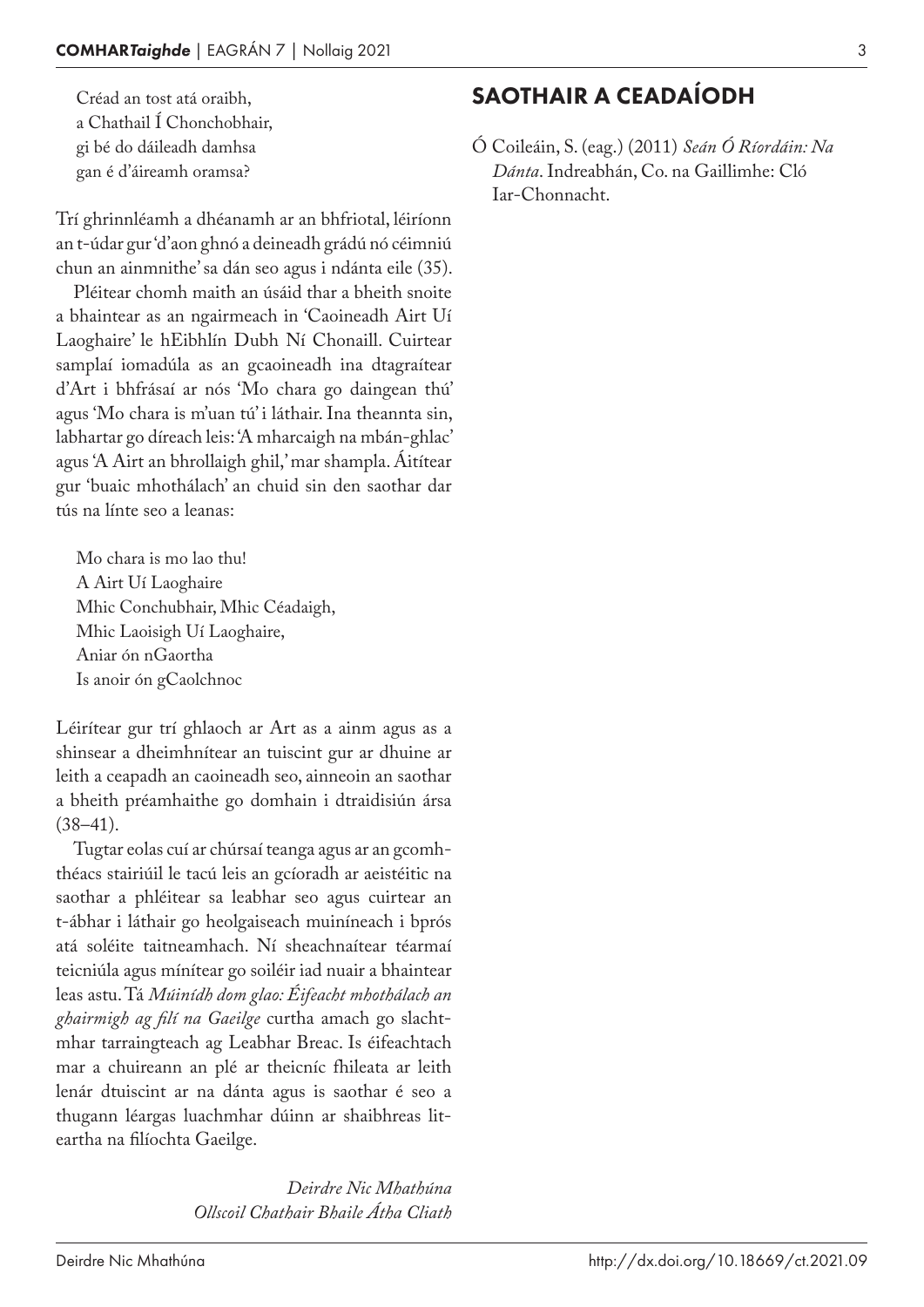Créad an tost atá oraibh,  
a Chathail Í Chonchobhair,  
gi bé do dáileadh damhsa  
gan é d'áireamh oramsa?

Trí ghrinnléamh a dhéanamh ar an bhfriotal, léiríonn an t-údar gur 'd'aon ghnó a deineadh grádú nó céimniú chun an ainmnithe' sa dán seo agus i ndánta eile (35).

Pléitear chomh maith an úsáid thar a bheith snoite a bhaintear as an ngairmeach in 'Caoineadh Airt Uí Laoghaire' le hEibhlín Dubh Ní Chonaill. Cuirtear samplaí iomadúla as an gcaoineadh ina dtagraítear d'Art i bhfrásaí ar nós 'Mo chara go daingean thú' agus 'Mo chara is m'uan tú' i láthair. Ina theannta sin, labhartar go díreach leis: 'A mharcaigh na mbán-ghlac' agus 'A Airt an bhrollaigh ghil,' mar shampla. Áitítear gur 'buaic mhothálach' an chuid sin den saothar dar tús na línte seo a leanas:

Mo chara is mo lao thu!  
A Airt Uí Laoghaire  
Mhic Conchubhair, Mhic Céadaigh,  
Mhic Laoisigh Uí Laoghaire,  
Aniar ón nGaortha  
Is anoir ón gCaolchnoc

Léirítear gur trí ghlaoch ar Art as a ainm agus as a shinsear a dheimhnítear an tuiscint gur ar dhuine ar leith a ceapadh an caoineadh seo, ainneoin an saothar a bheith préamhaithe go domhain i dtraidisiún ársa (38–41).

Tugtar eolas cuí ar chúrsaí teanga agus ar an gcomhthéacs stairiúil le tacú leis an gcíoradh ar aeistéitic na saothar a phléitear sa leabhar seo agus cuirtear an t-ábhar i láthair go heolgaiseach muiníneach i bprós atá soléite taitneamhach. Ní sheachnaítear téarmaí teicniúla agus mínítear go soiléir iad nuair a bhaintear leas astu. Tá *Múinídh dom glao: Éifeacht mhothálach an ghairmigh ag filí na Gaeilge* curtha amach go slachtmhar tarraingteach ag Leabhar Breac. Is éifeachtach mar a chuireann an plé ar theicníc fhileata ar leith lenár dtuiscint ar na dánta agus is saothar é seo a thugann léargas luachmhar dúinn ar shaibhreas liteartha na filíochta Gaeilge.

*Deirdre Nic Mhathúna*  
*Ollscoil Chathair Bhaile Átha Cliath*

## SAOTHAIR A CEADAÍODH

Ó Coileáin, S. (eag.) (2011) *Seán Ó Ríordáin: Na Dánta*. Indreabhán, Co. na Gaillimhe: Cló Iar-Chonnacht.